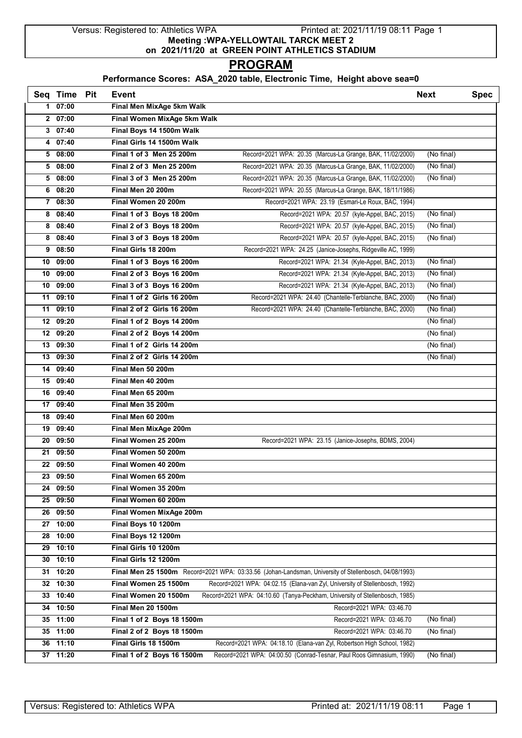Versus: Registered to: Athletics WPA Printed at: 2021/11/19 08:11 Page 1

**Meeting :WPA-YELLOWTAIL TARCK MEET 2**

**on 2021/11/20 at GREEN POINT ATHLETICS STADIUM**

# PROGRAM

**Performance Scores: ASA_2020 table, Electronic Time, Height above sea=0**

| Seq | Time | Pit | Event | | Next | Spec |
|---|---|---|---|---|---|---|
| 1 | 07:00 | | Final Men MixAge 5km Walk | | | |
| 2 | 07:00 | | Final Women MixAge 5km Walk | | | |
| 3 | 07:40 | | Final Boys 14 1500m Walk | | | |
| 4 | 07:40 | | Final Girls 14 1500m Walk | | | |
| 5 | 08:00 | | Final 1 of 3 Men 25 200m | Record=2021 WPA: 20.35 (Marcus-La Grange, BAK, 11/02/2000) | (No final) | |
| 5 | 08:00 | | Final 2 of 3 Men 25 200m | Record=2021 WPA: 20.35 (Marcus-La Grange, BAK, 11/02/2000) | (No final) | |
| 5 | 08:00 | | Final 3 of 3 Men 25 200m | Record=2021 WPA: 20.35 (Marcus-La Grange, BAK, 11/02/2000) | (No final) | |
| 6 | 08:20 | | Final Men 20 200m | Record=2021 WPA: 20.55 (Marcus-La Grange, BAK, 18/11/1986) | | |
| 7 | 08:30 | | Final Women 20 200m | Record=2021 WPA: 23.19 (Esmari-Le Roux, BAC, 1994) | | |
| 8 | 08:40 | | Final 1 of 3 Boys 18 200m | Record=2021 WPA: 20.57 (kyle-Appel, BAC, 2015) | (No final) | |
| 8 | 08:40 | | Final 2 of 3 Boys 18 200m | Record=2021 WPA: 20.57 (kyle-Appel, BAC, 2015) | (No final) | |
| 8 | 08:40 | | Final 3 of 3 Boys 18 200m | Record=2021 WPA: 20.57 (kyle-Appel, BAC, 2015) | (No final) | |
| 9 | 08:50 | | Final Girls 18 200m | Record=2021 WPA: 24.25 (Janice-Josephs, Ridgeville AC, 1999) | | |
| 10 | 09:00 | | Final 1 of 3 Boys 16 200m | Record=2021 WPA: 21.34 (Kyle-Appel, BAC, 2013) | (No final) | |
| 10 | 09:00 | | Final 2 of 3 Boys 16 200m | Record=2021 WPA: 21.34 (Kyle-Appel, BAC, 2013) | (No final) | |
| 10 | 09:00 | | Final 3 of 3 Boys 16 200m | Record=2021 WPA: 21.34 (Kyle-Appel, BAC, 2013) | (No final) | |
| 11 | 09:10 | | Final 1 of 2 Girls 16 200m | Record=2021 WPA: 24.40 (Chantelle-Terblanche, BAC, 2000) | (No final) | |
| 11 | 09:10 | | Final 2 of 2 Girls 16 200m | Record=2021 WPA: 24.40 (Chantelle-Terblanche, BAC, 2000) | (No final) | |
| 12 | 09:20 | | Final 1 of 2 Boys 14 200m | | (No final) | |
| 12 | 09:20 | | Final 2 of 2 Boys 14 200m | | (No final) | |
| 13 | 09:30 | | Final 1 of 2 Girls 14 200m | | (No final) | |
| 13 | 09:30 | | Final 2 of 2 Girls 14 200m | | (No final) | |
| 14 | 09:40 | | Final Men 50 200m | | | |
| 15 | 09:40 | | Final Men 40 200m | | | |
| 16 | 09:40 | | Final Men 65 200m | | | |
| 17 | 09:40 | | Final Men 35 200m | | | |
| 18 | 09:40 | | Final Men 60 200m | | | |
| 19 | 09:40 | | Final Men MixAge 200m | | | |
| 20 | 09:50 | | Final Women 25 200m | Record=2021 WPA: 23.15 (Janice-Josephs, BDMS, 2004) | | |
| 21 | 09:50 | | Final Women 50 200m | | | |
| 22 | 09:50 | | Final Women 40 200m | | | |
| 23 | 09:50 | | Final Women 65 200m | | | |
| 24 | 09:50 | | Final Women 35 200m | | | |
| 25 | 09:50 | | Final Women 60 200m | | | |
| 26 | 09:50 | | Final Women MixAge 200m | | | |
| 27 | 10:00 | | Final Boys 10 1200m | | | |
| 28 | 10:00 | | Final Boys 12 1200m | | | |
| 29 | 10:10 | | Final Girls 10 1200m | | | |
| 30 | 10:10 | | Final Girls 12 1200m | | | |
| 31 | 10:20 | | Final Men 25 1500m | Record=2021 WPA: 03:33.56 (Johan-Landsman, University of Stellenbosch, 04/08/1993) | | |
| 32 | 10:30 | | Final Women 25 1500m | Record=2021 WPA: 04:02.15 (Elana-van Zyl, University of Stellenbosch, 1992) | | |
| 33 | 10:40 | | Final Women 20 1500m | Record=2021 WPA: 04:10.60 (Tanya-Peckham, University of Stellenbosch, 1985) | | |
| 34 | 10:50 | | Final Men 20 1500m | Record=2021 WPA: 03:46.70 | | |
| 35 | 11:00 | | Final 1 of 2 Boys 18 1500m | Record=2021 WPA: 03:46.70 | (No final) | |
| 35 | 11:00 | | Final 2 of 2 Boys 18 1500m | Record=2021 WPA: 03:46.70 | (No final) | |
| 36 | 11:10 | | Final Girls 18 1500m | Record=2021 WPA: 04:18.10 (Elana-van Zyl, Robertson High School, 1982) | | |
| 37 | 11:20 | | Final 1 of 2 Boys 16 1500m | Record=2021 WPA: 04:00.50 (Conrad-Tesnar, Paul Roos Gimnasium, 1990) | (No final) | |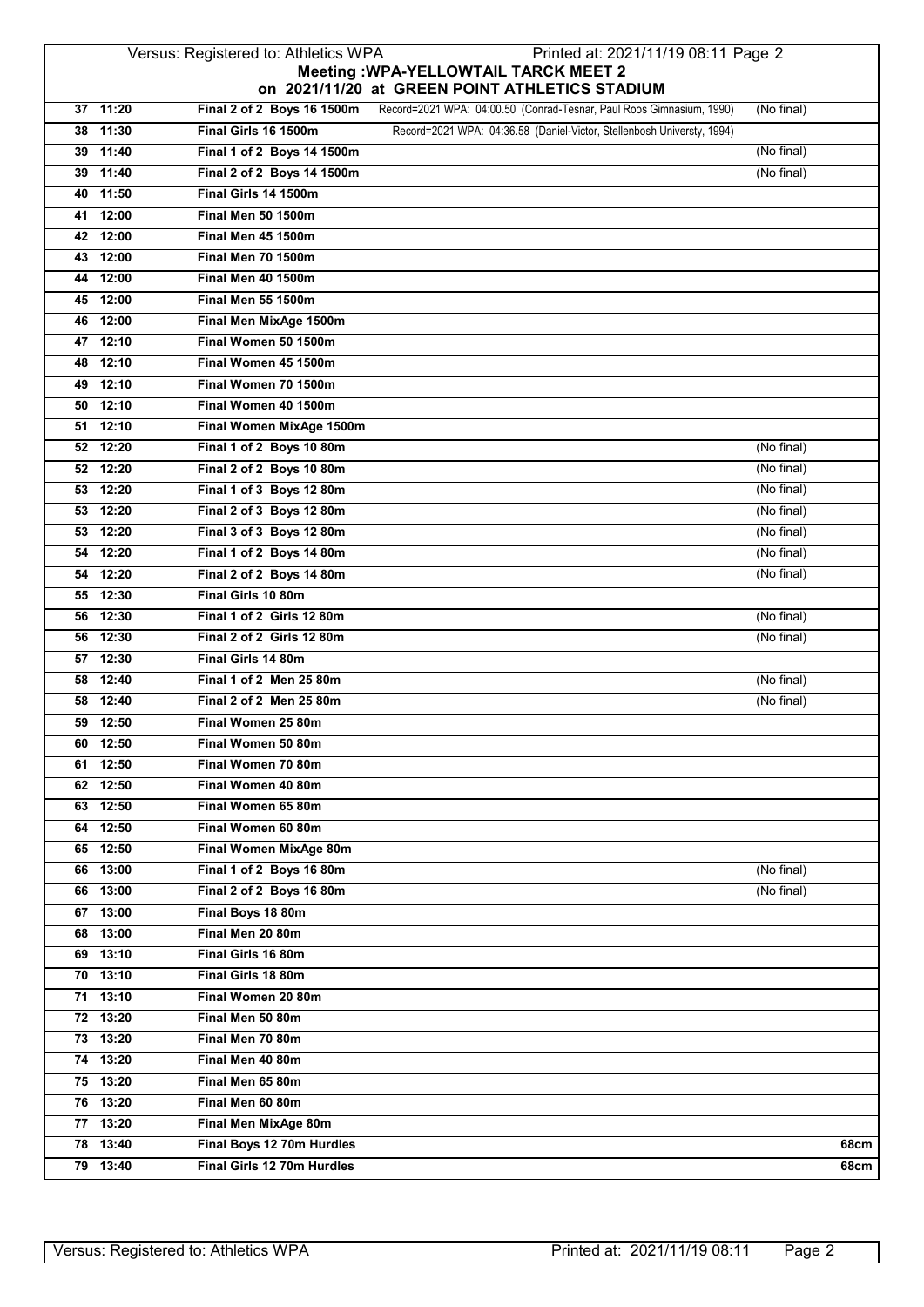Versus: Registered to: Athletics WPA Printed at: 2021/11/19 08:11 Page 2

**Meeting :WPA-YELLOWTAIL TARCK MEET 2**

**on 2021/11/20 at GREEN POINT ATHLETICS STADIUM**

| No | Time | Event | Record | Note |
|---|---|---|---|---|
| 37 | 11:20 | **Final 2 of 2 Boys 16 1500m** | Record=2021 WPA: 04:00.50 (Conrad-Tesnar, Paul Roos Gimnasium, 1990) | (No final) |
| 38 | 11:30 | **Final Girls 16 1500m** | Record=2021 WPA: 04:36.58 (Daniel-Victor, Stellenbosh Universty, 1994) | |
| 39 | 11:40 | **Final 1 of 2 Boys 14 1500m** | | (No final) |
| 39 | 11:40 | **Final 2 of 2 Boys 14 1500m** | | (No final) |
| 40 | 11:50 | **Final Girls 14 1500m** | | |
| 41 | 12:00 | **Final Men 50 1500m** | | |
| 42 | 12:00 | **Final Men 45 1500m** | | |
| 43 | 12:00 | **Final Men 70 1500m** | | |
| 44 | 12:00 | **Final Men 40 1500m** | | |
| 45 | 12:00 | **Final Men 55 1500m** | | |
| 46 | 12:00 | **Final Men MixAge 1500m** | | |
| 47 | 12:10 | **Final Women 50 1500m** | | |
| 48 | 12:10 | **Final Women 45 1500m** | | |
| 49 | 12:10 | **Final Women 70 1500m** | | |
| 50 | 12:10 | **Final Women 40 1500m** | | |
| 51 | 12:10 | **Final Women MixAge 1500m** | | |
| 52 | 12:20 | **Final 1 of 2 Boys 10 80m** | | (No final) |
| 52 | 12:20 | **Final 2 of 2 Boys 10 80m** | | (No final) |
| 53 | 12:20 | **Final 1 of 3 Boys 12 80m** | | (No final) |
| 53 | 12:20 | **Final 2 of 3 Boys 12 80m** | | (No final) |
| 53 | 12:20 | **Final 3 of 3 Boys 12 80m** | | (No final) |
| 54 | 12:20 | **Final 1 of 2 Boys 14 80m** | | (No final) |
| 54 | 12:20 | **Final 2 of 2 Boys 14 80m** | | (No final) |
| 55 | 12:30 | **Final Girls 10 80m** | | |
| 56 | 12:30 | **Final 1 of 2 Girls 12 80m** | | (No final) |
| 56 | 12:30 | **Final 2 of 2 Girls 12 80m** | | (No final) |
| 57 | 12:30 | **Final Girls 14 80m** | | |
| 58 | 12:40 | **Final 1 of 2 Men 25 80m** | | (No final) |
| 58 | 12:40 | **Final 2 of 2 Men 25 80m** | | (No final) |
| 59 | 12:50 | **Final Women 25 80m** | | |
| 60 | 12:50 | **Final Women 50 80m** | | |
| 61 | 12:50 | **Final Women 70 80m** | | |
| 62 | 12:50 | **Final Women 40 80m** | | |
| 63 | 12:50 | **Final Women 65 80m** | | |
| 64 | 12:50 | **Final Women 60 80m** | | |
| 65 | 12:50 | **Final Women MixAge 80m** | | |
| 66 | 13:00 | **Final 1 of 2 Boys 16 80m** | | (No final) |
| 66 | 13:00 | **Final 2 of 2 Boys 16 80m** | | (No final) |
| 67 | 13:00 | **Final Boys 18 80m** | | |
| 68 | 13:00 | **Final Men 20 80m** | | |
| 69 | 13:10 | **Final Girls 16 80m** | | |
| 70 | 13:10 | **Final Girls 18 80m** | | |
| 71 | 13:10 | **Final Women 20 80m** | | |
| 72 | 13:20 | **Final Men 50 80m** | | |
| 73 | 13:20 | **Final Men 70 80m** | | |
| 74 | 13:20 | **Final Men 40 80m** | | |
| 75 | 13:20 | **Final Men 65 80m** | | |
| 76 | 13:20 | **Final Men 60 80m** | | |
| 77 | 13:20 | **Final Men MixAge 80m** | | |
| 78 | 13:40 | **Final Boys 12 70m Hurdles** | | **68cm** |
| 79 | 13:40 | **Final Girls 12 70m Hurdles** | | **68cm** |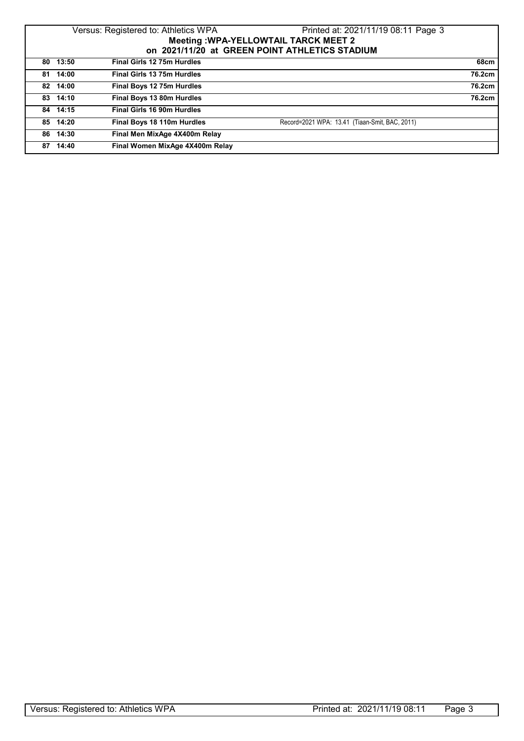Meeting :WPA-YELLOWTAIL TARCK MEET 2

on 2021/11/20 at GREEN POINT ATHLETICS STADIUM

| | | | | |
|---|---|---|---|---|
| 80 | 13:50 | Final Girls 12 75m Hurdles | | 68cm |
| 81 | 14:00 | Final Girls 13 75m Hurdles | | 76.2cm |
| 82 | 14:00 | Final Boys 12 75m Hurdles | | 76.2cm |
| 83 | 14:10 | Final Boys 13 80m Hurdles | | 76.2cm |
| 84 | 14:15 | Final Girls 16 90m Hurdles | | |
| 85 | 14:20 | Final Boys 18 110m Hurdles | Record=2021 WPA: 13.41 (Tiaan-Smit, BAC, 2011) | |
| 86 | 14:30 | Final Men MixAge 4X400m Relay | | |
| 87 | 14:40 | Final Women MixAge 4X400m Relay | | |